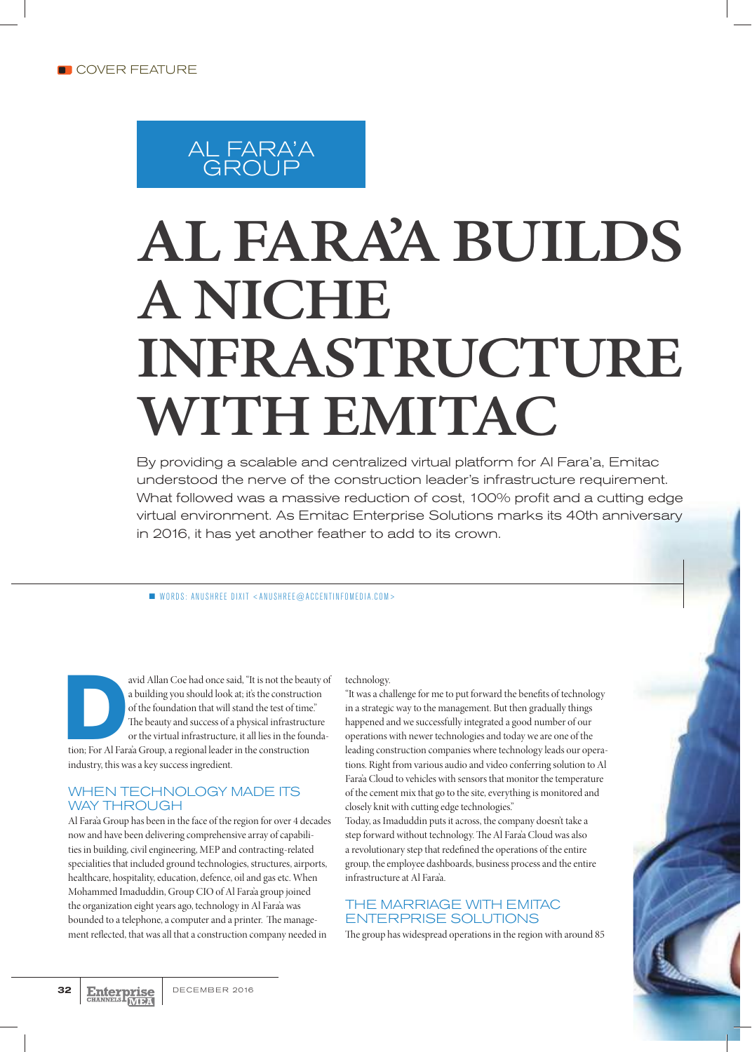COVER FEATURE

AL FARA'A GROUP

# AL FARA'A BUILDS A NICHE INFRASTRUCTURE WITH EMITAC

By providing a scalable and centralized virtual platform for Al Fara'a, Emitac understood the nerve of the construction leader's infrastructure requirement. What followed was a massive reduction of cost, 100% profit and a cutting edge virtual environment. As Emitac Enterprise Solutions marks its 40th anniversary in 2016, it has yet another feather to add to its crown.

WORDS: ANUSHREE DIXIT <ANUSHREE@ACCENTINFOMEDIA.COM>

David Allan Coe had once said, "It is not the beauty of a building you should look at; it's the construction of the foundation that will stand the test of time." The beauty and success of a physical infrastructure or the virtual infrastructure, it all lies in the foundation; For Al Fara'a Group, a regional leader in the construction industry, this was a key success ingredient.

## WHEN TECHNOLOGY MADE ITS WAY THROUGH

Al Fara'a Group has been in the face of the region for over 4 decades now and have been delivering comprehensive array of capabilities in building, civil engineering, MEP and contracting-related specialities that included ground technologies, structures, airports, healthcare, hospitality, education, defence, oil and gas etc. When Mohammed Imaduddin, Group CIO of Al Fara'a group joined the organization eight years ago, technology in Al Fara'a was bounded to a telephone, a computer and a printer. The management reflected, that was all that a construction company needed in technology.

"It was a challenge for me to put forward the benefits of technology in a strategic way to the management. But then gradually things happened and we successfully integrated a good number of our operations with newer technologies and today we are one of the leading construction companies where technology leads our operations. Right from various audio and video conferring solution to Al Fara'a Cloud to vehicles with sensors that monitor the temperature of the cement mix that go to the site, everything is monitored and closely knit with cutting edge technologies."

Today, as Imaduddin puts it across, the company doesn't take a step forward without technology. The Al Fara'a Cloud was also a revolutionary step that redefined the operations of the entire group, the employee dashboards, business process and the entire infrastructure at Al Fara'a.

## THE MARRIAGE WITH EMITAC ENTERPRISE SOLUTIONS

The group has widespread operations in the region with around 85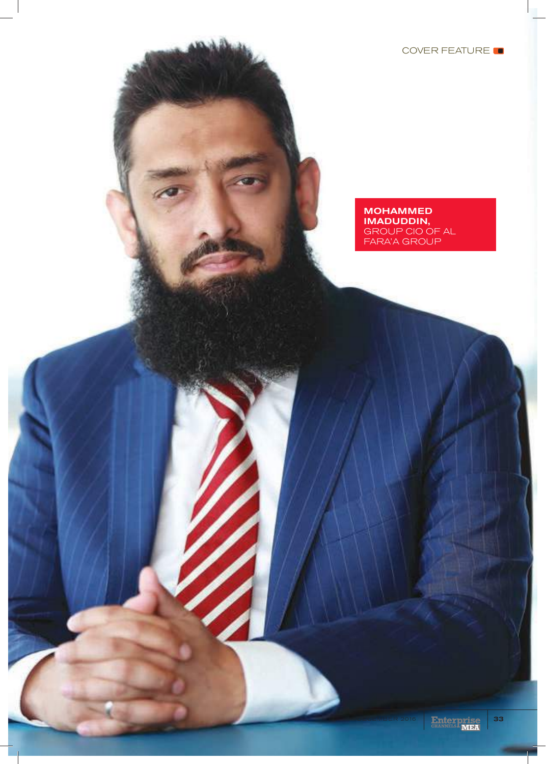**MOHAMMED IMADUDDIN,** GROUP CIO OF AL FARA'A GROUP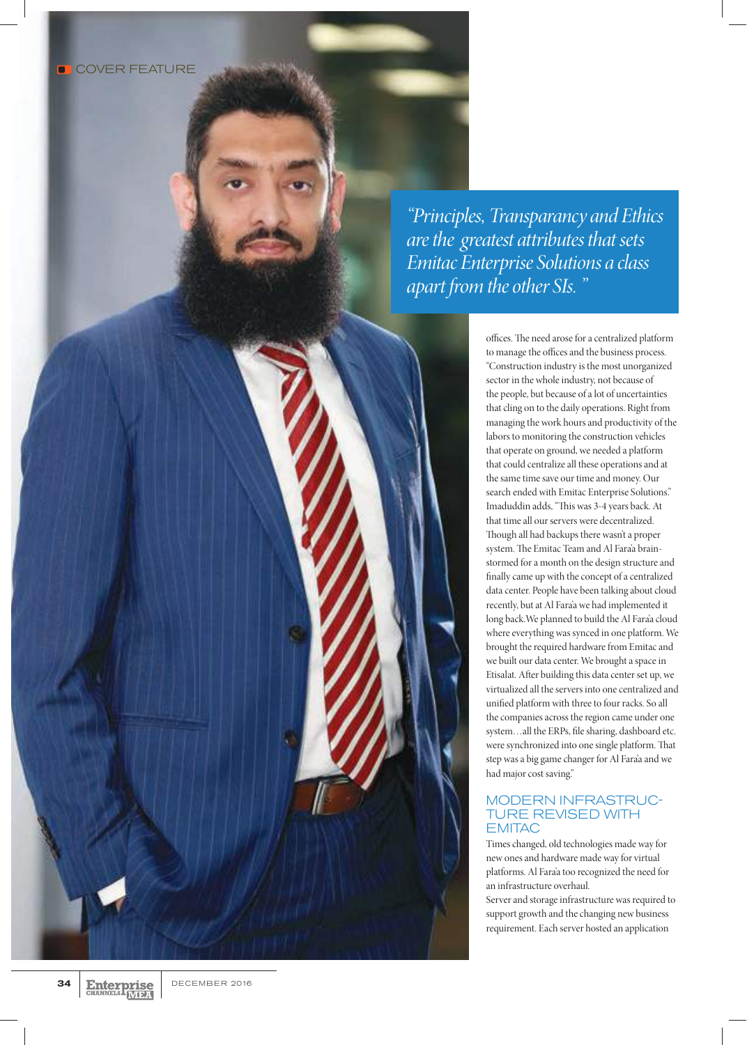COVER FEATURE

> *"Principles, Transparancy and Ethics are the greatest attributes that sets Emitac Enterprise Solutions a class apart from the other SIs."*

offices. The need arose for a centralized platform to manage the offices and the business process. "Construction industry is the most unorganized sector in the whole industry, not because of the people, but because of a lot of uncertainties that cling on to the daily operations. Right from managing the work hours and productivity of the labors to monitoring the construction vehicles that operate on ground, we needed a platform that could centralize all these operations and at the same time save our time and money. Our search ended with Emitac Enterprise Solutions." Imaduddin adds, "This was 3-4 years back. At that time all our servers were decentralized. Though all had backups there wasn't a proper system. The Emitac Team and Al Fara'a brain-stormed for a month on the design structure and finally came up with the concept of a centralized data center. People have been talking about cloud recently, but at Al Fara'a we had implemented it long back.We planned to build the Al Fara'a cloud where everything was synced in one platform. We brought the required hardware from Emitac and we built our data center. We brought a space in Etisalat. After building this data center set up, we virtualized all the servers into one centralized and unified platform with three to four racks. So all the companies across the region came under one system…all the ERPs, file sharing, dashboard etc. were synchronized into one single platform. That step was a big game changer for Al Fara'a and we had major cost saving."

## MODERN INFRASTRUCTURE REVISED WITH EMITAC

Times changed, old technologies made way for new ones and hardware made way for virtual platforms. Al Fara'a too recognized the need for an infrastructure overhaul.

Server and storage infrastructure was required to support growth and the changing new business requirement. Each server hosted an application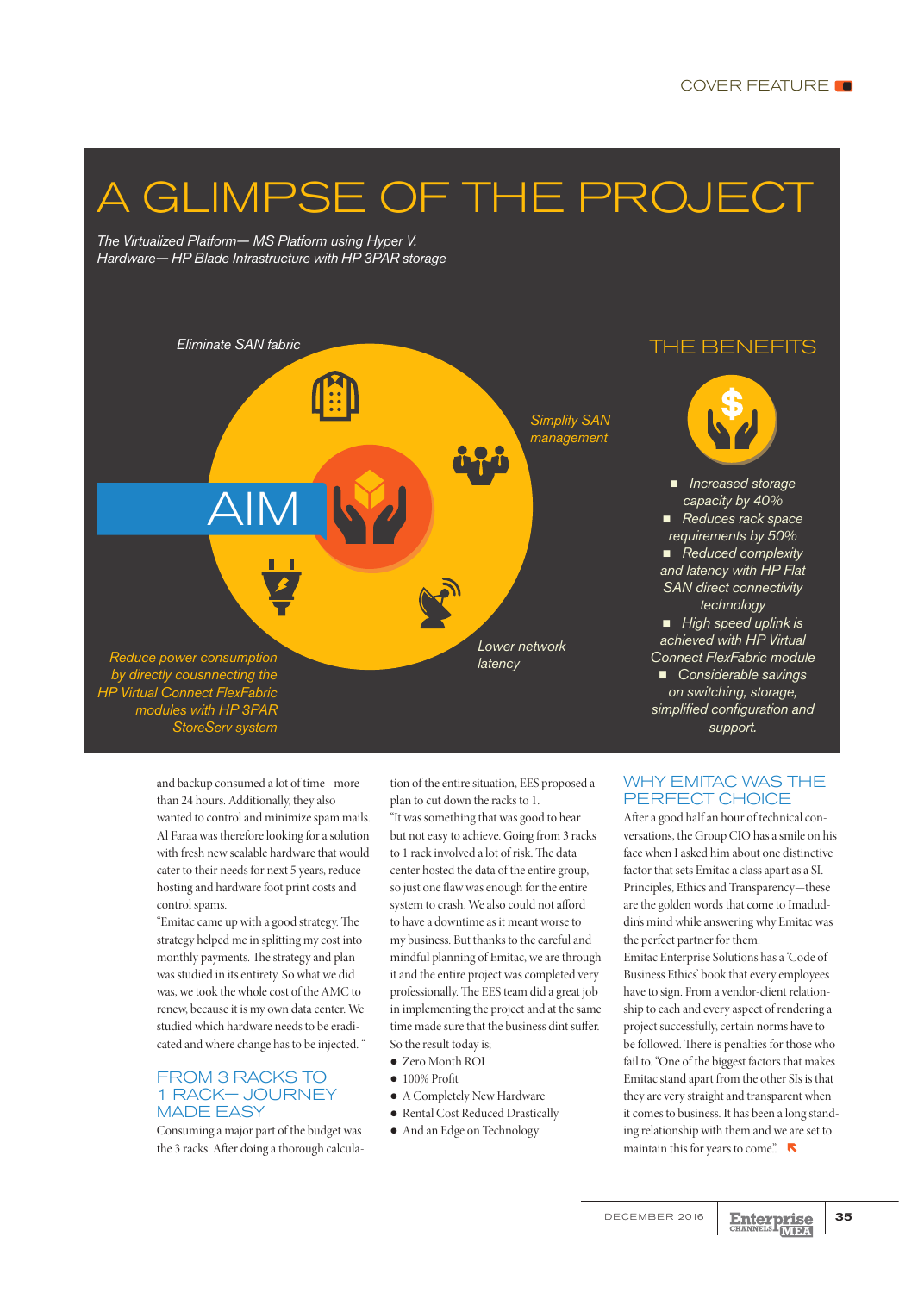# A GLIMPSE OF THE PROJECT

*The Virtualized Platform— MS Platform using Hyper V.*
*Hardware— HP Blade Infrastructure with HP 3PAR storage*

AIM

*Eliminate SAN fabric*

*Simplify SAN management*

*Lower network latency*

*Reduce power consumption by directly cousnnecting the HP Virtual Connect FlexFabric modules with HP 3PAR StoreServ system*

## THE BENEFITS

- *Increased storage capacity by 40%*
- *Reduces rack space requirements by 50%*
- *Reduced complexity and latency with HP Flat SAN direct connectivity technology*
- *High speed uplink is achieved with HP Virtual Connect FlexFabric module*
- *Considerable savings on switching, storage, simplified configuration and support.*

and backup consumed a lot of time - more than 24 hours. Additionally, they also wanted to control and minimize spam mails. Al Faraa was therefore looking for a solution with fresh new scalable hardware that would cater to their needs for next 5 years, reduce hosting and hardware foot print costs and control spams.

"Emitac came up with a good strategy. The strategy helped me in splitting my cost into monthly payments. The strategy and plan was studied in its entirety. So what we did was, we took the whole cost of the AMC to renew, because it is my own data center. We studied which hardware needs to be eradicated and where change has to be injected. "

## FROM 3 RACKS TO 1 RACK— JOURNEY MADE EASY

Consuming a major part of the budget was the 3 racks. After doing a thorough calculation of the entire situation, EES proposed a plan to cut down the racks to 1.

"It was something that was good to hear but not easy to achieve. Going from 3 racks to 1 rack involved a lot of risk. The data center hosted the data of the entire group, so just one flaw was enough for the entire system to crash. We also could not afford to have a downtime as it meant worse to my business. But thanks to the careful and mindful planning of Emitac, we are through it and the entire project was completed very professionally. The EES team did a great job in implementing the project and at the same time made sure that the business dint suffer. So the result today is;

- Zero Month ROI
- 100% Profit
- A Completely New Hardware
- Rental Cost Reduced Drastically
- And an Edge on Technology

## WHY EMITAC WAS THE PERFECT CHOICE

After a good half an hour of technical conversations, the Group CIO has a smile on his face when I asked him about one distinctive factor that sets Emitac a class apart as a SI. Principles, Ethics and Transparency—these are the golden words that come to Imaduddin's mind while answering why Emitac was the perfect partner for them.

Emitac Enterprise Solutions has a 'Code of Business Ethics' book that every employees have to sign. From a vendor-client relationship to each and every aspect of rendering a project successfully, certain norms have to be followed. There is penalties for those who fail to. "One of the biggest factors that makes Emitac stand apart from the other SIs is that they are very straight and transparent when it comes to business. It has been a long standing relationship with them and we are set to maintain this for years to come".